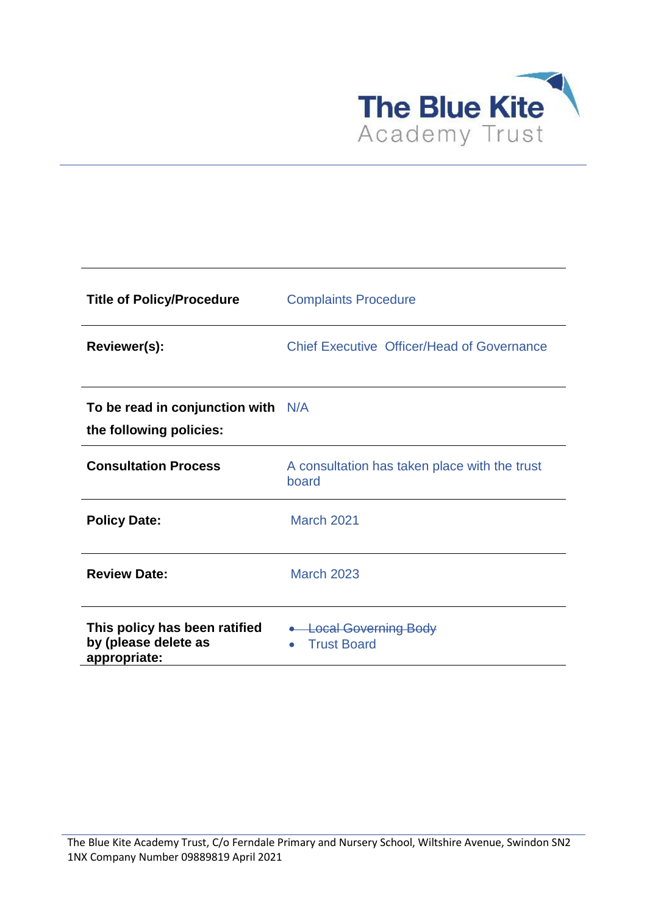The Blue Kite
Academy Trust

| | |
|---|---|
| **Title of Policy/Procedure** | Complaints Procedure |
| **Reviewer(s):** | Chief Executive Officer/Head of Governance |
| **To be read in conjunction with the following policies:** | N/A |
| **Consultation Process** | A consultation has taken place with the trust board |
| **Policy Date:** | March 2021 |
| **Review Date:** | March 2023 |
| **This policy has been ratified by (please delete as appropriate:** | • ~~Local Governing Body~~<br>• Trust Board |

The Blue Kite Academy Trust, C/o Ferndale Primary and Nursery School, Wiltshire Avenue, Swindon SN2 1NX Company Number 09889819 April 2021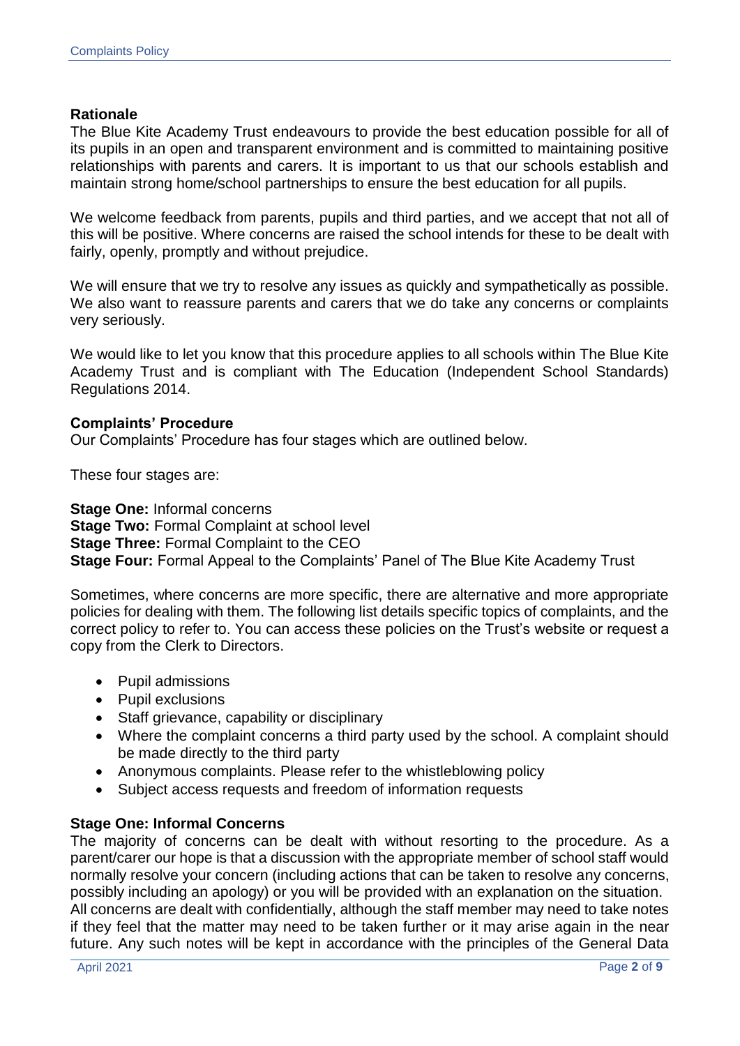## Rationale

The Blue Kite Academy Trust endeavours to provide the best education possible for all of its pupils in an open and transparent environment and is committed to maintaining positive relationships with parents and carers. It is important to us that our schools establish and maintain strong home/school partnerships to ensure the best education for all pupils.

We welcome feedback from parents, pupils and third parties, and we accept that not all of this will be positive. Where concerns are raised the school intends for these to be dealt with fairly, openly, promptly and without prejudice.

We will ensure that we try to resolve any issues as quickly and sympathetically as possible. We also want to reassure parents and carers that we do take any concerns or complaints very seriously.

We would like to let you know that this procedure applies to all schools within The Blue Kite Academy Trust and is compliant with The Education (Independent School Standards) Regulations 2014.

## Complaints' Procedure

Our Complaints' Procedure has four stages which are outlined below.

These four stages are:

**Stage One:** Informal concerns
**Stage Two:** Formal Complaint at school level
**Stage Three:** Formal Complaint to the CEO
**Stage Four:** Formal Appeal to the Complaints' Panel of The Blue Kite Academy Trust

Sometimes, where concerns are more specific, there are alternative and more appropriate policies for dealing with them. The following list details specific topics of complaints, and the correct policy to refer to. You can access these policies on the Trust's website or request a copy from the Clerk to Directors.

- Pupil admissions
- Pupil exclusions
- Staff grievance, capability or disciplinary
- Where the complaint concerns a third party used by the school. A complaint should be made directly to the third party
- Anonymous complaints. Please refer to the whistleblowing policy
- Subject access requests and freedom of information requests

## Stage One: Informal Concerns

The majority of concerns can be dealt with without resorting to the procedure. As a parent/carer our hope is that a discussion with the appropriate member of school staff would normally resolve your concern (including actions that can be taken to resolve any concerns, possibly including an apology) or you will be provided with an explanation on the situation.
All concerns are dealt with confidentially, although the staff member may need to take notes if they feel that the matter may need to be taken further or it may arise again in the near future. Any such notes will be kept in accordance with the principles of the General Data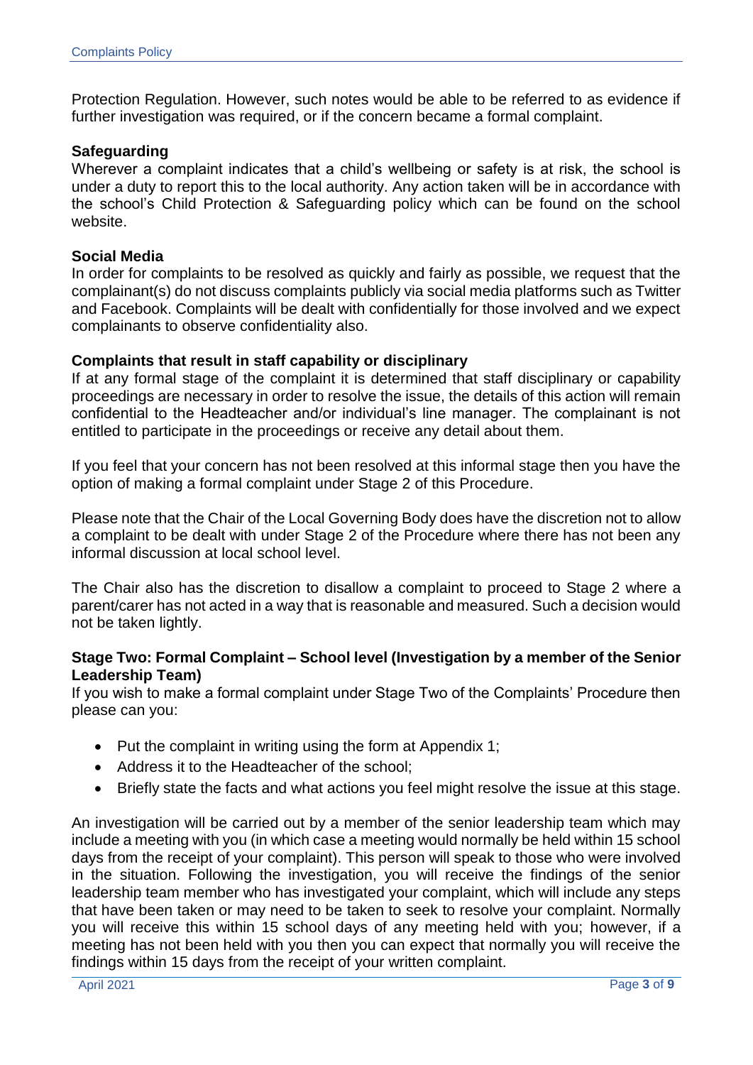Protection Regulation. However, such notes would be able to be referred to as evidence if further investigation was required, or if the concern became a formal complaint.

**Safeguarding**

Wherever a complaint indicates that a child's wellbeing or safety is at risk, the school is under a duty to report this to the local authority. Any action taken will be in accordance with the school's Child Protection & Safeguarding policy which can be found on the school website.

**Social Media**

In order for complaints to be resolved as quickly and fairly as possible, we request that the complainant(s) do not discuss complaints publicly via social media platforms such as Twitter and Facebook. Complaints will be dealt with confidentially for those involved and we expect complainants to observe confidentiality also.

**Complaints that result in staff capability or disciplinary**

If at any formal stage of the complaint it is determined that staff disciplinary or capability proceedings are necessary in order to resolve the issue, the details of this action will remain confidential to the Headteacher and/or individual's line manager. The complainant is not entitled to participate in the proceedings or receive any detail about them.

If you feel that your concern has not been resolved at this informal stage then you have the option of making a formal complaint under Stage 2 of this Procedure.

Please note that the Chair of the Local Governing Body does have the discretion not to allow a complaint to be dealt with under Stage 2 of the Procedure where there has not been any informal discussion at local school level.

The Chair also has the discretion to disallow a complaint to proceed to Stage 2 where a parent/carer has not acted in a way that is reasonable and measured. Such a decision would not be taken lightly.

**Stage Two: Formal Complaint – School level (Investigation by a member of the Senior Leadership Team)**

If you wish to make a formal complaint under Stage Two of the Complaints' Procedure then please can you:

- Put the complaint in writing using the form at Appendix 1;
- Address it to the Headteacher of the school;
- Briefly state the facts and what actions you feel might resolve the issue at this stage.

An investigation will be carried out by a member of the senior leadership team which may include a meeting with you (in which case a meeting would normally be held within 15 school days from the receipt of your complaint). This person will speak to those who were involved in the situation. Following the investigation, you will receive the findings of the senior leadership team member who has investigated your complaint, which will include any steps that have been taken or may need to be taken to seek to resolve your complaint. Normally you will receive this within 15 school days of any meeting held with you; however, if a meeting has not been held with you then you can expect that normally you will receive the findings within 15 days from the receipt of your written complaint.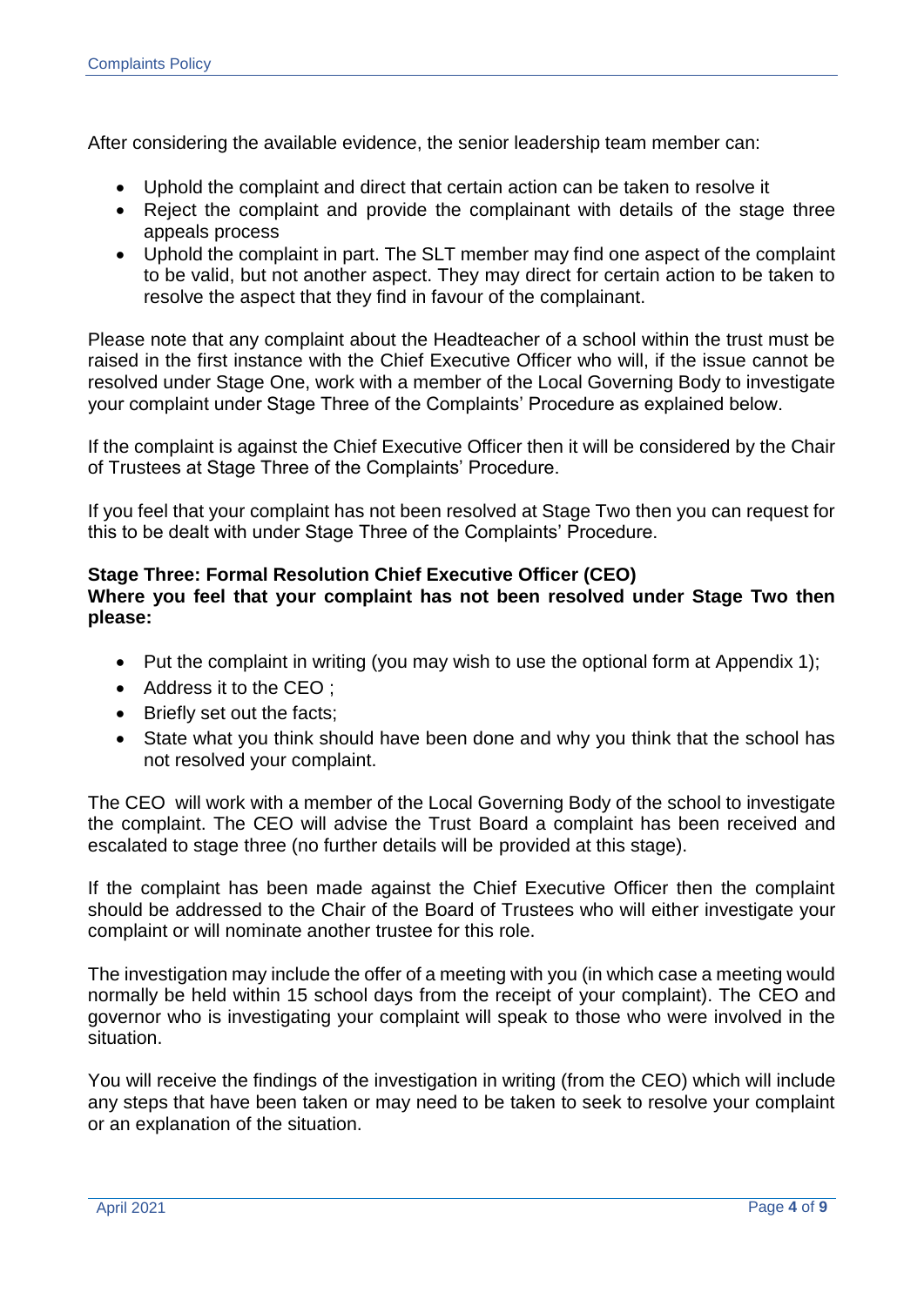After considering the available evidence, the senior leadership team member can:

- Uphold the complaint and direct that certain action can be taken to resolve it
- Reject the complaint and provide the complainant with details of the stage three appeals process
- Uphold the complaint in part. The SLT member may find one aspect of the complaint to be valid, but not another aspect. They may direct for certain action to be taken to resolve the aspect that they find in favour of the complainant.

Please note that any complaint about the Headteacher of a school within the trust must be raised in the first instance with the Chief Executive Officer who will, if the issue cannot be resolved under Stage One, work with a member of the Local Governing Body to investigate your complaint under Stage Three of the Complaints' Procedure as explained below.

If the complaint is against the Chief Executive Officer then it will be considered by the Chair of Trustees at Stage Three of the Complaints' Procedure.

If you feel that your complaint has not been resolved at Stage Two then you can request for this to be dealt with under Stage Three of the Complaints' Procedure.

**Stage Three: Formal Resolution Chief Executive Officer (CEO)**
**Where you feel that your complaint has not been resolved under Stage Two then please:**

- Put the complaint in writing (you may wish to use the optional form at Appendix 1);
- Address it to the CEO ;
- Briefly set out the facts;
- State what you think should have been done and why you think that the school has not resolved your complaint.

The CEO will work with a member of the Local Governing Body of the school to investigate the complaint. The CEO will advise the Trust Board a complaint has been received and escalated to stage three (no further details will be provided at this stage).

If the complaint has been made against the Chief Executive Officer then the complaint should be addressed to the Chair of the Board of Trustees who will either investigate your complaint or will nominate another trustee for this role.

The investigation may include the offer of a meeting with you (in which case a meeting would normally be held within 15 school days from the receipt of your complaint). The CEO and governor who is investigating your complaint will speak to those who were involved in the situation.

You will receive the findings of the investigation in writing (from the CEO) which will include any steps that have been taken or may need to be taken to seek to resolve your complaint or an explanation of the situation.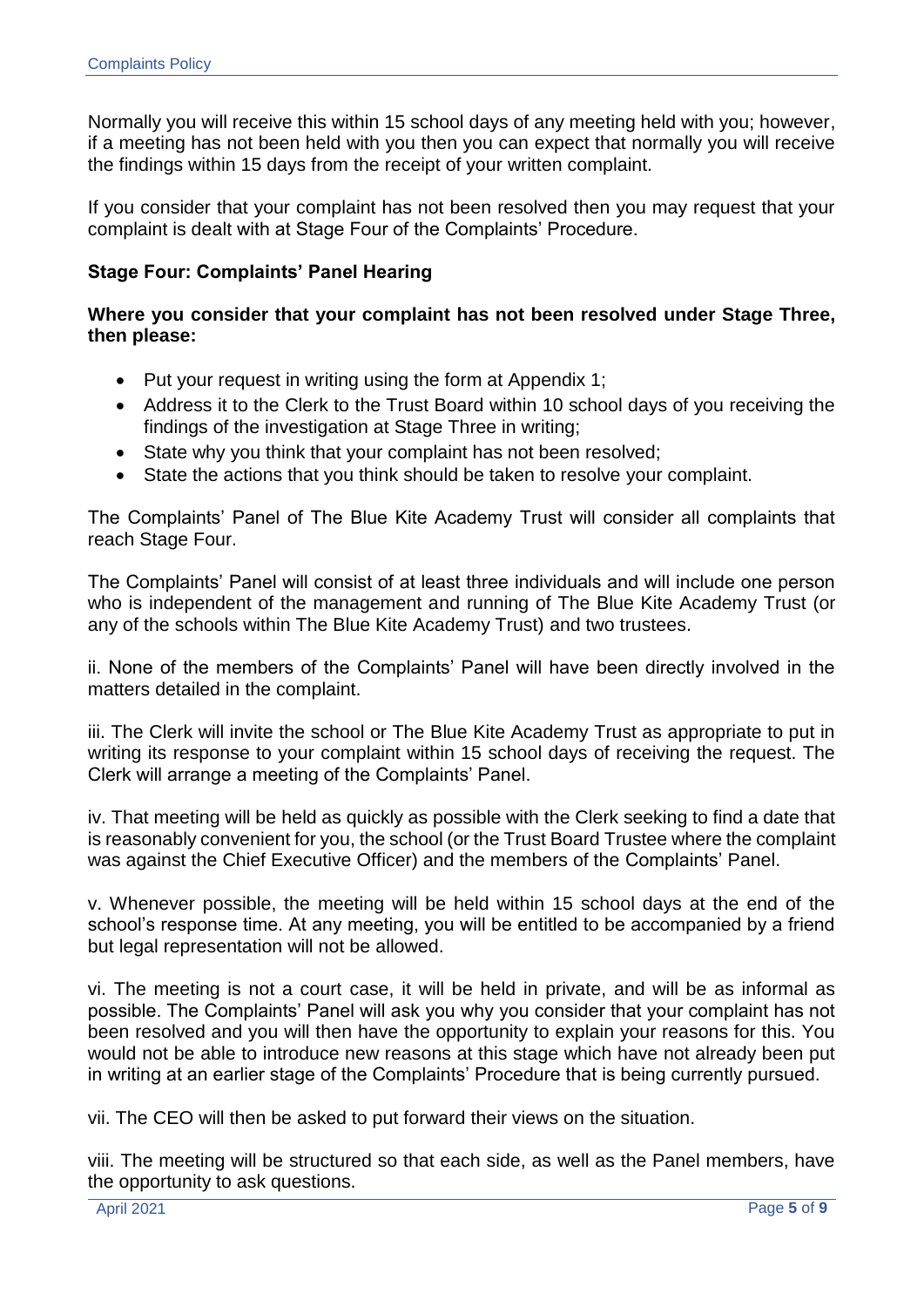Normally you will receive this within 15 school days of any meeting held with you; however, if a meeting has not been held with you then you can expect that normally you will receive the findings within 15 days from the receipt of your written complaint.

If you consider that your complaint has not been resolved then you may request that your complaint is dealt with at Stage Four of the Complaints' Procedure.

### Stage Four: Complaints' Panel Hearing

**Where you consider that your complaint has not been resolved under Stage Three, then please:**

- Put your request in writing using the form at Appendix 1;
- Address it to the Clerk to the Trust Board within 10 school days of you receiving the findings of the investigation at Stage Three in writing;
- State why you think that your complaint has not been resolved;
- State the actions that you think should be taken to resolve your complaint.

The Complaints' Panel of The Blue Kite Academy Trust will consider all complaints that reach Stage Four.

The Complaints' Panel will consist of at least three individuals and will include one person who is independent of the management and running of The Blue Kite Academy Trust (or any of the schools within The Blue Kite Academy Trust) and two trustees.

ii. None of the members of the Complaints' Panel will have been directly involved in the matters detailed in the complaint.

iii. The Clerk will invite the school or The Blue Kite Academy Trust as appropriate to put in writing its response to your complaint within 15 school days of receiving the request. The Clerk will arrange a meeting of the Complaints' Panel.

iv. That meeting will be held as quickly as possible with the Clerk seeking to find a date that is reasonably convenient for you, the school (or the Trust Board Trustee where the complaint was against the Chief Executive Officer) and the members of the Complaints' Panel.

v. Whenever possible, the meeting will be held within 15 school days at the end of the school's response time. At any meeting, you will be entitled to be accompanied by a friend but legal representation will not be allowed.

vi. The meeting is not a court case, it will be held in private, and will be as informal as possible. The Complaints' Panel will ask you why you consider that your complaint has not been resolved and you will then have the opportunity to explain your reasons for this. You would not be able to introduce new reasons at this stage which have not already been put in writing at an earlier stage of the Complaints' Procedure that is being currently pursued.

vii. The CEO will then be asked to put forward their views on the situation.

viii. The meeting will be structured so that each side, as well as the Panel members, have the opportunity to ask questions.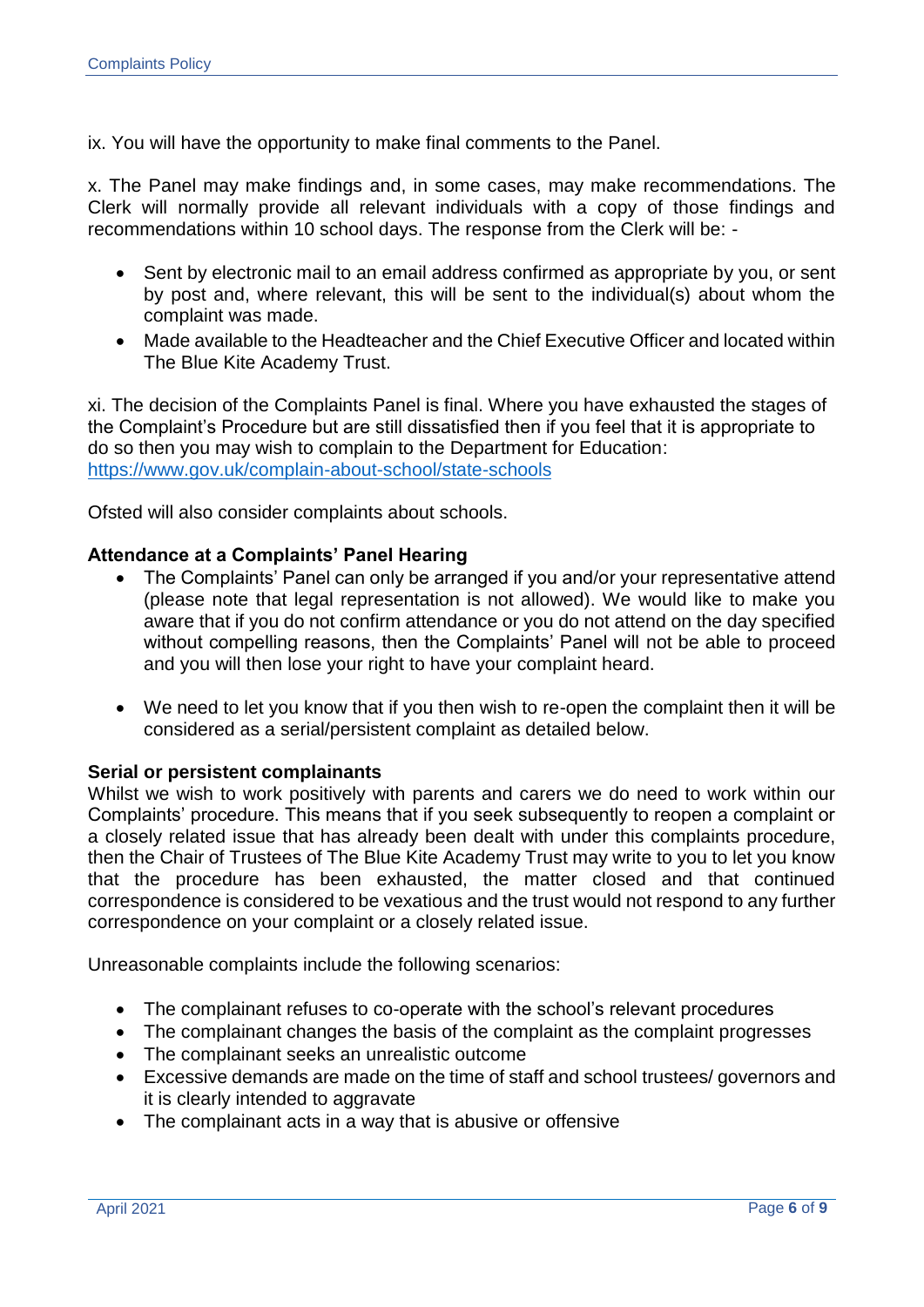ix. You will have the opportunity to make final comments to the Panel.

x. The Panel may make findings and, in some cases, may make recommendations. The Clerk will normally provide all relevant individuals with a copy of those findings and recommendations within 10 school days. The response from the Clerk will be: -

- Sent by electronic mail to an email address confirmed as appropriate by you, or sent by post and, where relevant, this will be sent to the individual(s) about whom the complaint was made.
- Made available to the Headteacher and the Chief Executive Officer and located within The Blue Kite Academy Trust.

xi. The decision of the Complaints Panel is final. Where you have exhausted the stages of the Complaint's Procedure but are still dissatisfied then if you feel that it is appropriate to do so then you may wish to complain to the Department for Education: https://www.gov.uk/complain-about-school/state-schools

Ofsted will also consider complaints about schools.

**Attendance at a Complaints' Panel Hearing**

- The Complaints' Panel can only be arranged if you and/or your representative attend (please note that legal representation is not allowed). We would like to make you aware that if you do not confirm attendance or you do not attend on the day specified without compelling reasons, then the Complaints' Panel will not be able to proceed and you will then lose your right to have your complaint heard.

- We need to let you know that if you then wish to re-open the complaint then it will be considered as a serial/persistent complaint as detailed below.

**Serial or persistent complainants**

Whilst we wish to work positively with parents and carers we do need to work within our Complaints' procedure. This means that if you seek subsequently to reopen a complaint or a closely related issue that has already been dealt with under this complaints procedure, then the Chair of Trustees of The Blue Kite Academy Trust may write to you to let you know that the procedure has been exhausted, the matter closed and that continued correspondence is considered to be vexatious and the trust would not respond to any further correspondence on your complaint or a closely related issue.

Unreasonable complaints include the following scenarios:

- The complainant refuses to co-operate with the school's relevant procedures
- The complainant changes the basis of the complaint as the complaint progresses
- The complainant seeks an unrealistic outcome
- Excessive demands are made on the time of staff and school trustees/ governors and it is clearly intended to aggravate
- The complainant acts in a way that is abusive or offensive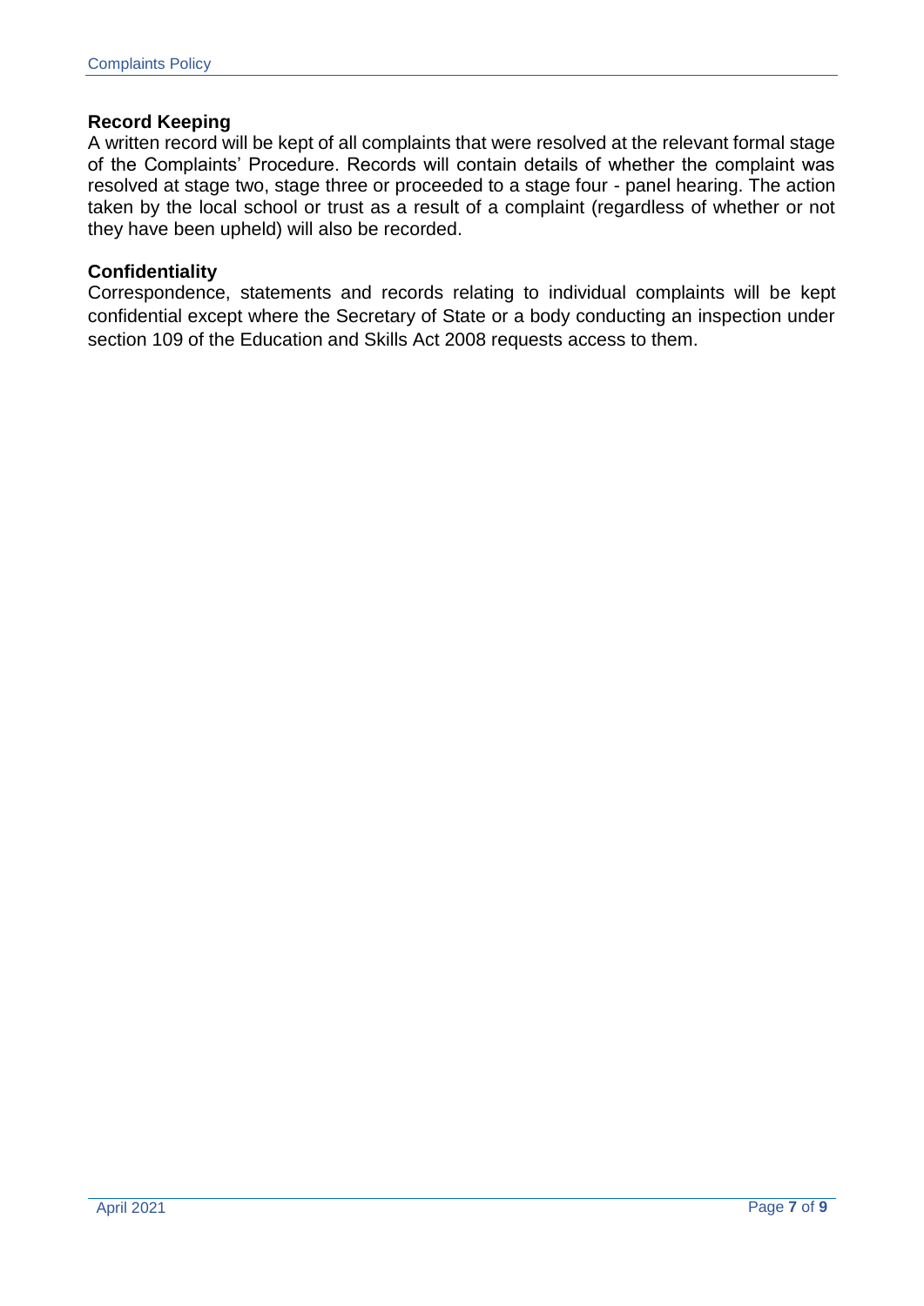**Record Keeping**

A written record will be kept of all complaints that were resolved at the relevant formal stage of the Complaints' Procedure. Records will contain details of whether the complaint was resolved at stage two, stage three or proceeded to a stage four - panel hearing. The action taken by the local school or trust as a result of a complaint (regardless of whether or not they have been upheld) will also be recorded.

**Confidentiality**

Correspondence, statements and records relating to individual complaints will be kept confidential except where the Secretary of State or a body conducting an inspection under section 109 of the Education and Skills Act 2008 requests access to them.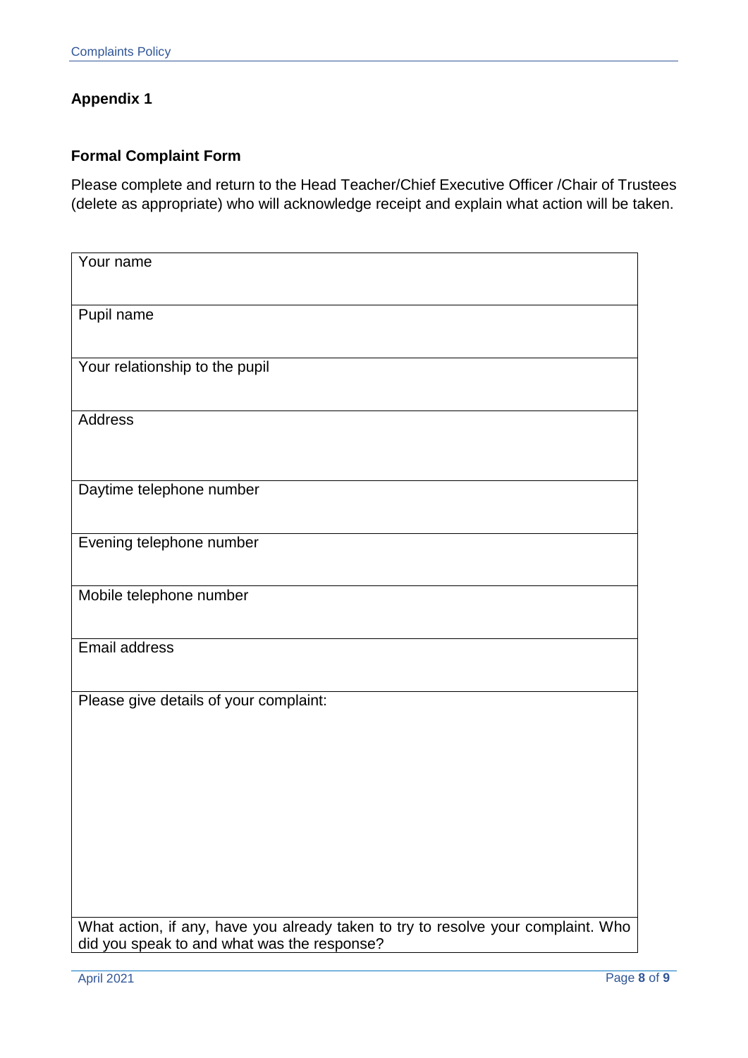## Appendix 1

### Formal Complaint Form

Please complete and return to the Head Teacher/Chief Executive Officer /Chair of Trustees (delete as appropriate) who will acknowledge receipt and explain what action will be taken.

| Your name |
| --- |
| Pupil name |
| Your relationship to the pupil |
| Address |
| Daytime telephone number |
| Evening telephone number |
| Mobile telephone number |
| Email address |
| Please give details of your complaint: |
| What action, if any, have you already taken to try to resolve your complaint. Who did you speak to and what was the response? |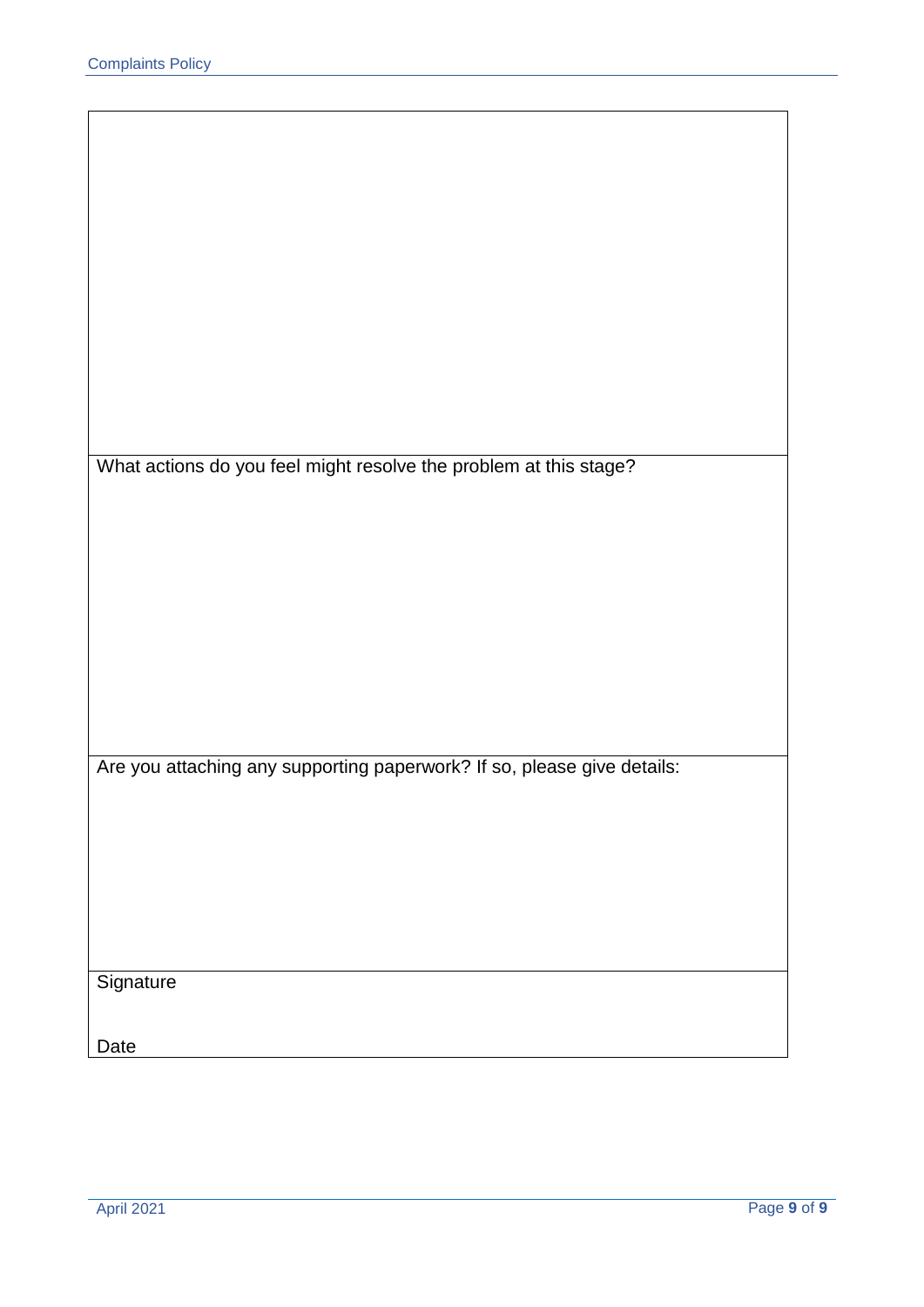| |
|---|
| |
| What actions do you feel might resolve the problem at this stage? |
| Are you attaching any supporting paperwork? If so, please give details: |
| Signature<br><br>Date |